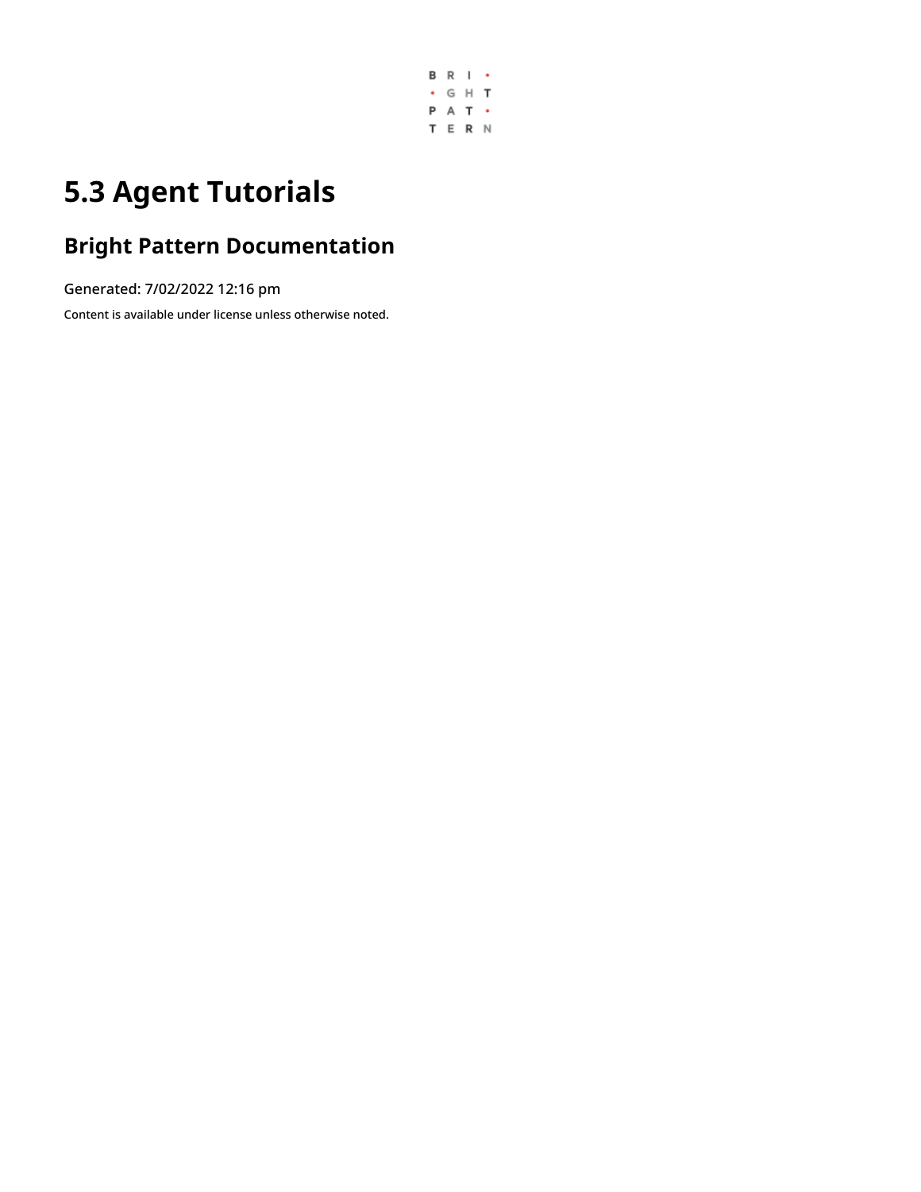# 5.3 Agent Tutorials

## Bright Pattern Documentation

Generated: 7/02/2022 12:16 pm

Content is available under license unless otherwise noted.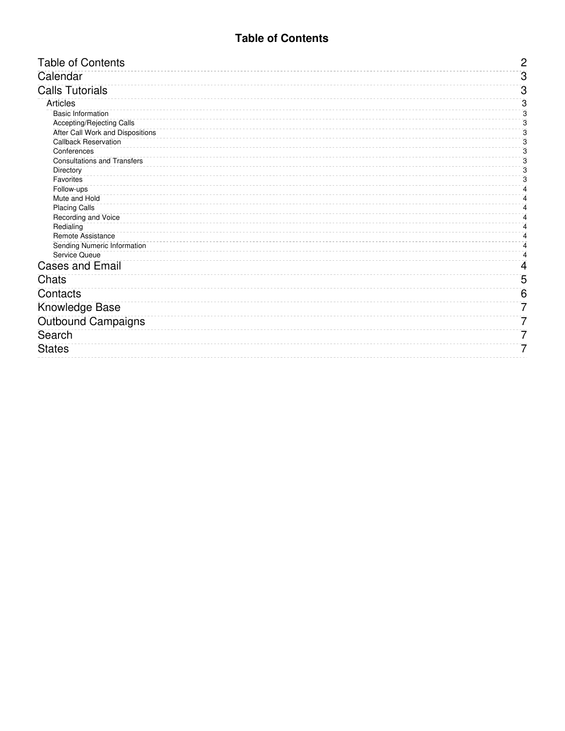# Table of Contents

- Table of Contents 2
- Calendar 3
- Calls Tutorials 3
  - Articles 3
    - Basic Information 3
    - Accepting/Rejecting Calls 3
    - After Call Work and Dispositions 3
    - Callback Reservation 3
    - Conferences 3
    - Consultations and Transfers 3
    - Directory 3
    - Favorites 3
    - Follow-ups 4
    - Mute and Hold 4
    - Placing Calls 4
    - Recording and Voice 4
    - Redialing 4
    - Remote Assistance 4
    - Sending Numeric Information 4
    - Service Queue 4
- Cases and Email 4
- Chats 5
- Contacts 6
- Knowledge Base 7
- Outbound Campaigns 7
- Search 7
- States 7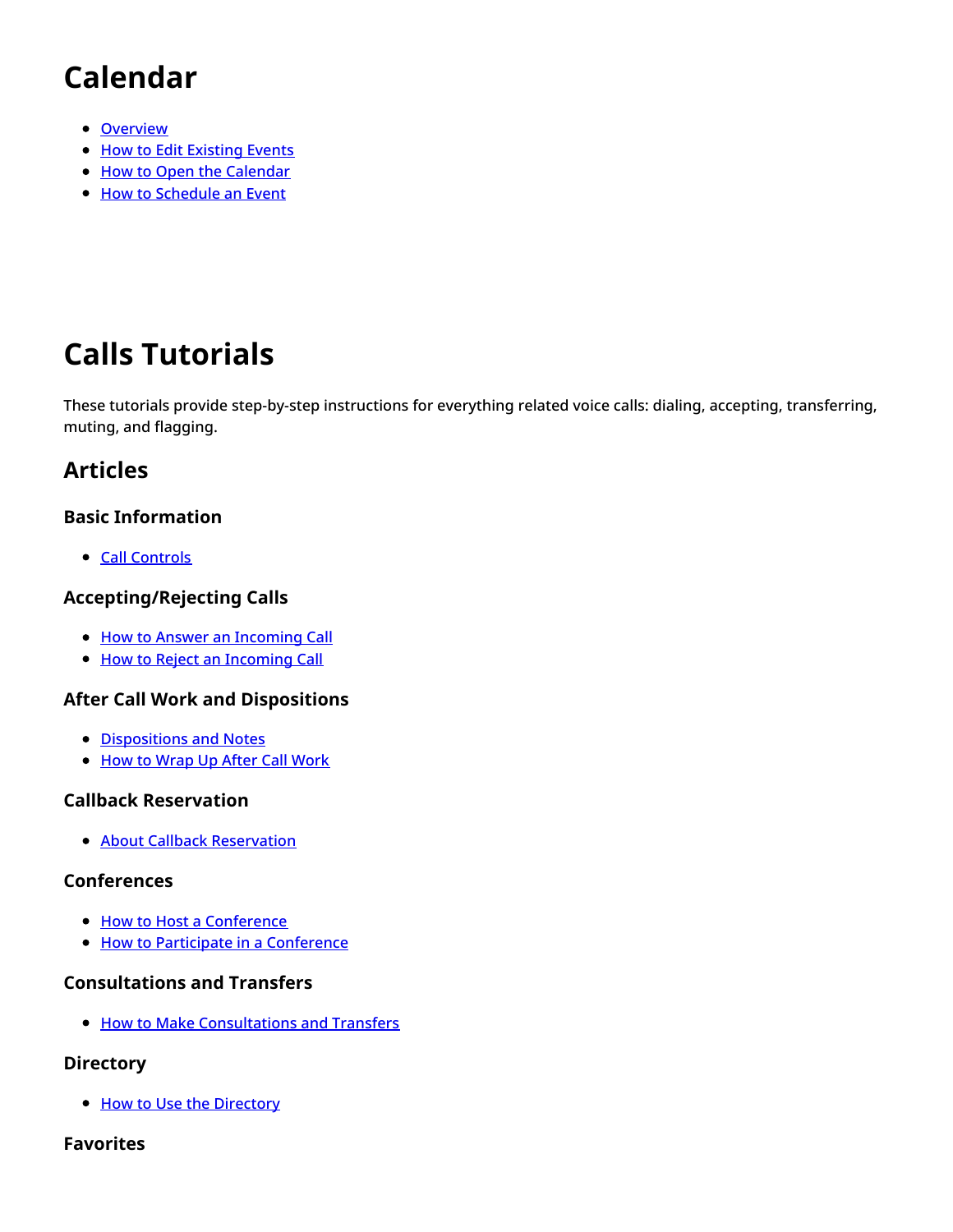# Calendar

- Overview
- How to Edit Existing Events
- How to Open the Calendar
- How to Schedule an Event

# Calls Tutorials

These tutorials provide step-by-step instructions for everything related voice calls: dialing, accepting, transferring, muting, and flagging.

## Articles

### Basic Information

- Call Controls

### Accepting/Rejecting Calls

- How to Answer an Incoming Call
- How to Reject an Incoming Call

### After Call Work and Dispositions

- Dispositions and Notes
- How to Wrap Up After Call Work

### Callback Reservation

- About Callback Reservation

### Conferences

- How to Host a Conference
- How to Participate in a Conference

### Consultations and Transfers

- How to Make Consultations and Transfers

### Directory

- How to Use the Directory

### Favorites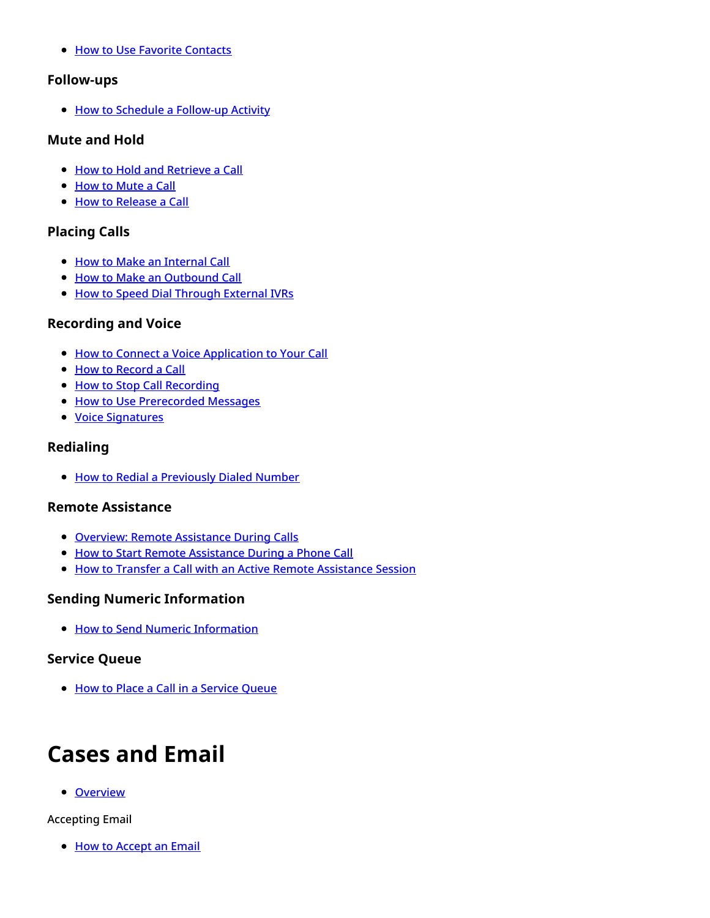- How to Use Favorite Contacts

### Follow-ups

- How to Schedule a Follow-up Activity

### Mute and Hold

- How to Hold and Retrieve a Call
- How to Mute a Call
- How to Release a Call

### Placing Calls

- How to Make an Internal Call
- How to Make an Outbound Call
- How to Speed Dial Through External IVRs

### Recording and Voice

- How to Connect a Voice Application to Your Call
- How to Record a Call
- How to Stop Call Recording
- How to Use Prerecorded Messages
- Voice Signatures

### Redialing

- How to Redial a Previously Dialed Number

### Remote Assistance

- Overview: Remote Assistance During Calls
- How to Start Remote Assistance During a Phone Call
- How to Transfer a Call with an Active Remote Assistance Session

### Sending Numeric Information

- How to Send Numeric Information

### Service Queue

- How to Place a Call in a Service Queue

# Cases and Email

- Overview

Accepting Email

- How to Accept an Email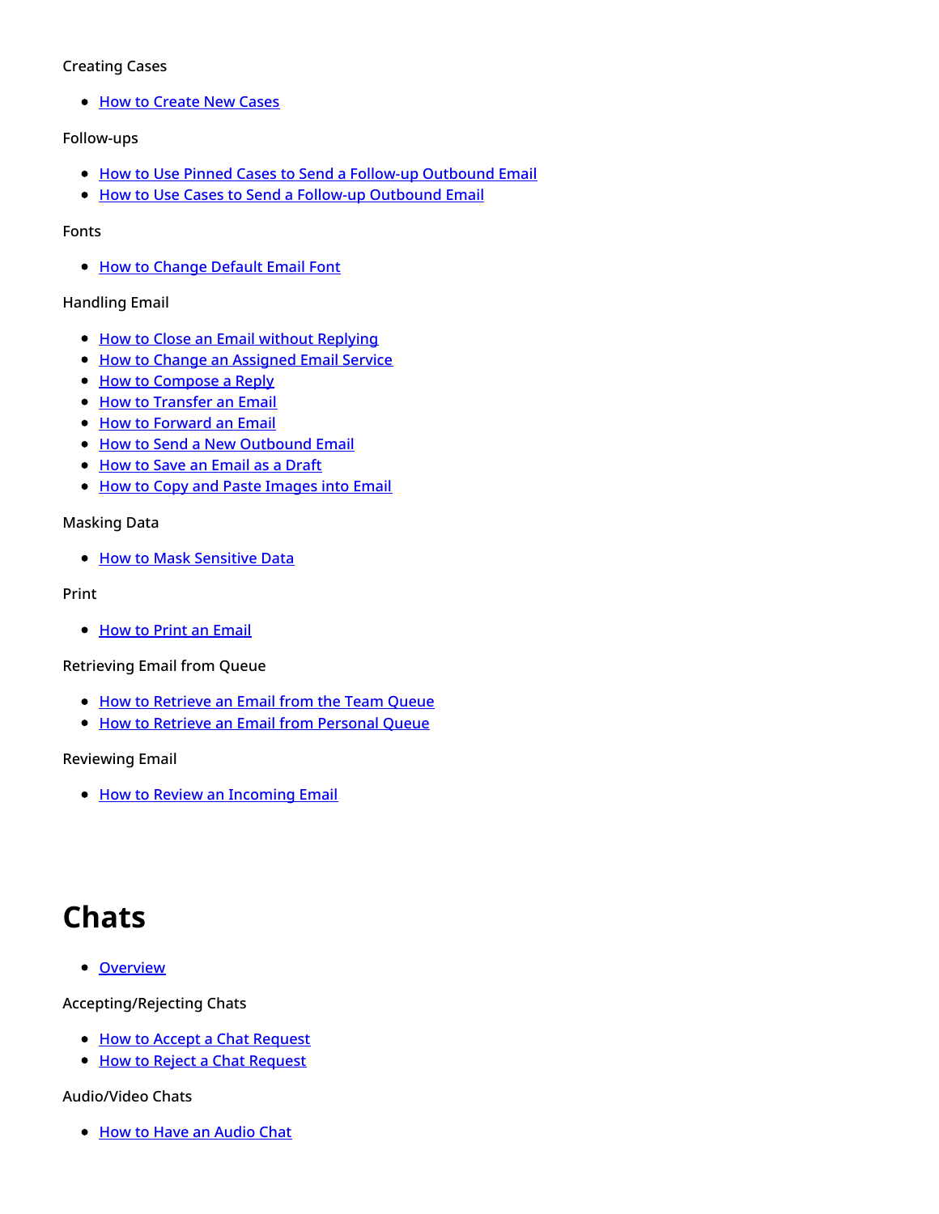Creating Cases

- How to Create New Cases

Follow-ups

- How to Use Pinned Cases to Send a Follow-up Outbound Email
- How to Use Cases to Send a Follow-up Outbound Email

Fonts

- How to Change Default Email Font

Handling Email

- How to Close an Email without Replying
- How to Change an Assigned Email Service
- How to Compose a Reply
- How to Transfer an Email
- How to Forward an Email
- How to Send a New Outbound Email
- How to Save an Email as a Draft
- How to Copy and Paste Images into Email

Masking Data

- How to Mask Sensitive Data

Print

- How to Print an Email

Retrieving Email from Queue

- How to Retrieve an Email from the Team Queue
- How to Retrieve an Email from Personal Queue

Reviewing Email

- How to Review an Incoming Email

# Chats

- Overview

Accepting/Rejecting Chats

- How to Accept a Chat Request
- How to Reject a Chat Request

Audio/Video Chats

- How to Have an Audio Chat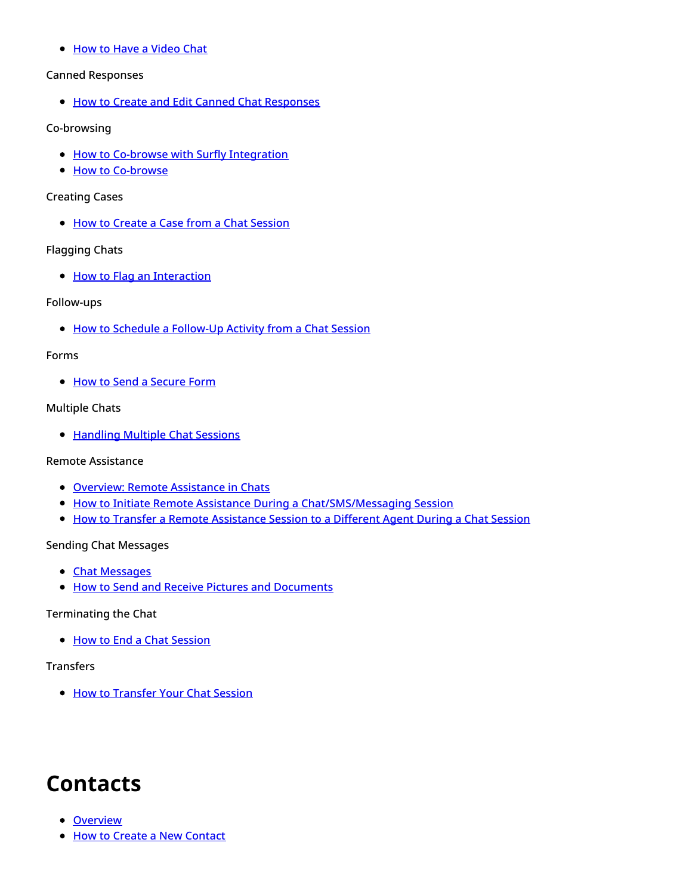- How to Have a Video Chat

Canned Responses

- How to Create and Edit Canned Chat Responses

Co-browsing

- How to Co-browse with Surfly Integration
- How to Co-browse

Creating Cases

- How to Create a Case from a Chat Session

Flagging Chats

- How to Flag an Interaction

Follow-ups

- How to Schedule a Follow-Up Activity from a Chat Session

Forms

- How to Send a Secure Form

Multiple Chats

- Handling Multiple Chat Sessions

Remote Assistance

- Overview: Remote Assistance in Chats
- How to Initiate Remote Assistance During a Chat/SMS/Messaging Session
- How to Transfer a Remote Assistance Session to a Different Agent During a Chat Session

Sending Chat Messages

- Chat Messages
- How to Send and Receive Pictures and Documents

Terminating the Chat

- How to End a Chat Session

Transfers

- How to Transfer Your Chat Session

# Contacts

- Overview
- How to Create a New Contact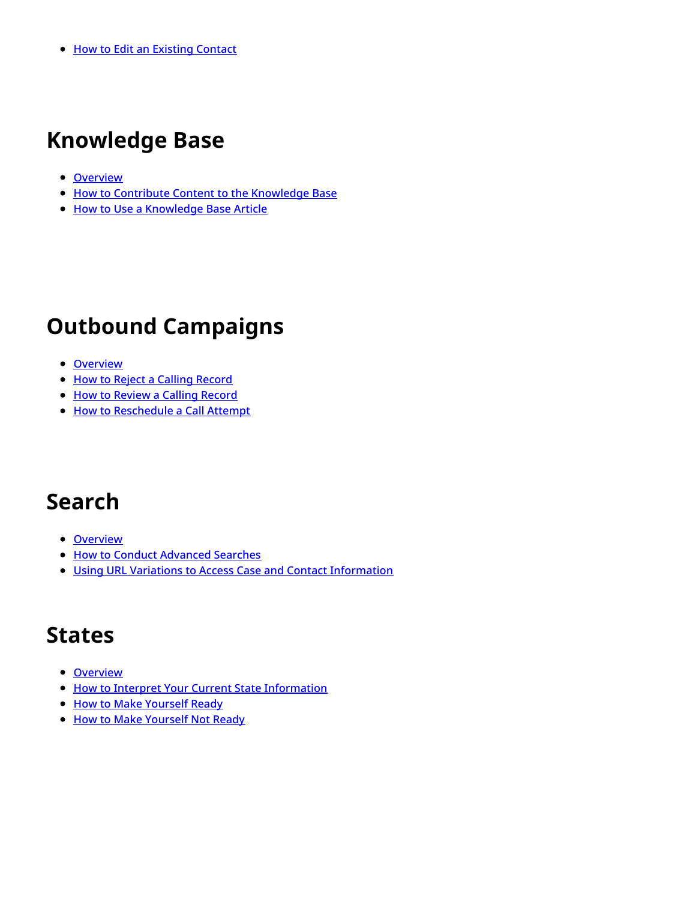- How to Edit an Existing Contact

## Knowledge Base

- Overview
- How to Contribute Content to the Knowledge Base
- How to Use a Knowledge Base Article

## Outbound Campaigns

- Overview
- How to Reject a Calling Record
- How to Review a Calling Record
- How to Reschedule a Call Attempt

## Search

- Overview
- How to Conduct Advanced Searches
- Using URL Variations to Access Case and Contact Information

## States

- Overview
- How to Interpret Your Current State Information
- How to Make Yourself Ready
- How to Make Yourself Not Ready